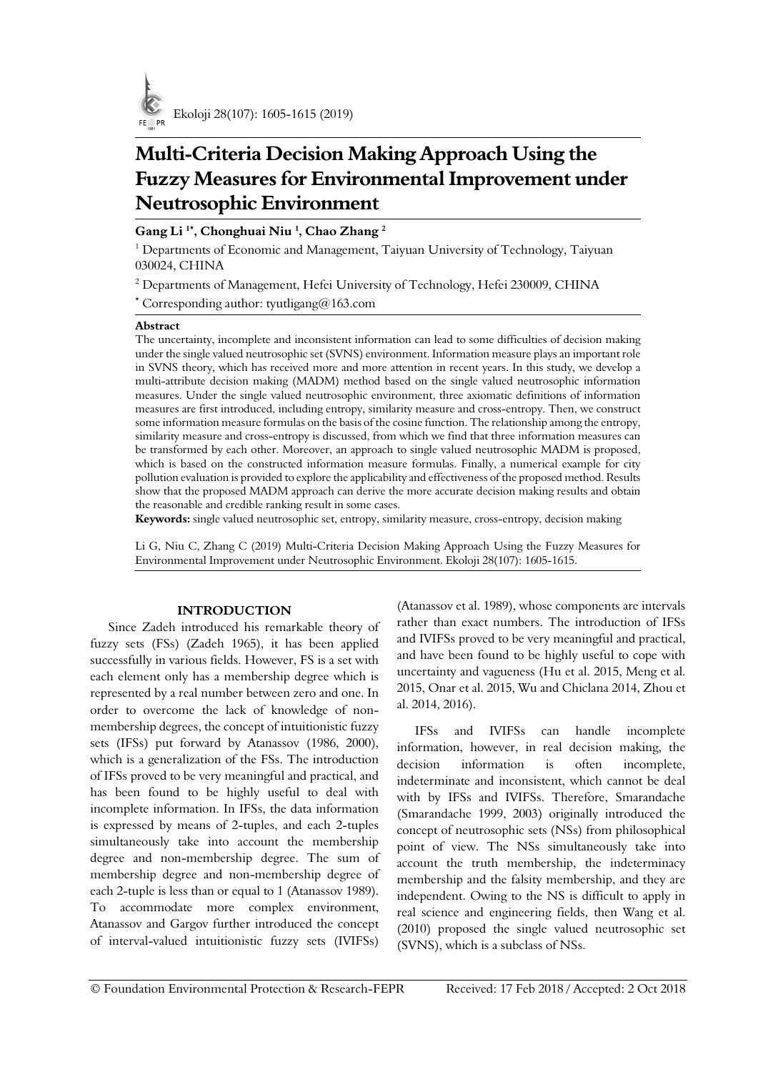# Multi-Criteria Decision Making Approach Using the Fuzzy Measures for Environmental Improvement under Neutrosophic Environment

**Gang Li [1*], Chonghuai Niu [1], Chao Zhang [2]**

[1] Departments of Economic and Management, Taiyuan University of Technology, Taiyuan 030024, CHINA

[2] Departments of Management, Hefei University of Technology, Hefei 230009, CHINA

[*] Corresponding author: tyutligang@163.com

**Abstract**

The uncertainty, incomplete and inconsistent information can lead to some difficulties of decision making under the single valued neutrosophic set (SVNS) environment. Information measure plays an important role in SVNS theory, which has received more and more attention in recent years. In this study, we develop a multi-attribute decision making (MADM) method based on the single valued neutrosophic information measures. Under the single valued neutrosophic environment, three axiomatic definitions of information measures are first introduced, including entropy, similarity measure and cross-entropy. Then, we construct some information measure formulas on the basis of the cosine function. The relationship among the entropy, similarity measure and cross-entropy is discussed, from which we find that three information measures can be transformed by each other. Moreover, an approach to single valued neutrosophic MADM is proposed, which is based on the constructed information measure formulas. Finally, a numerical example for city pollution evaluation is provided to explore the applicability and effectiveness of the proposed method. Results show that the proposed MADM approach can derive the more accurate decision making results and obtain the reasonable and credible ranking result in some cases.

**Keywords:** single valued neutrosophic set, entropy, similarity measure, cross-entropy, decision making

Li G, Niu C, Zhang C (2019) Multi-Criteria Decision Making Approach Using the Fuzzy Measures for Environmental Improvement under Neutrosophic Environment. Ekoloji 28(107): 1605-1615.

## INTRODUCTION

Since Zadeh introduced his remarkable theory of fuzzy sets (FSs) (Zadeh 1965), it has been applied successfully in various fields. However, FS is a set with each element only has a membership degree which is represented by a real number between zero and one. In order to overcome the lack of knowledge of non-membership degrees, the concept of intuitionistic fuzzy sets (IFSs) put forward by Atanassov (1986, 2000), which is a generalization of the FSs. The introduction of IFSs proved to be very meaningful and practical, and has been found to be highly useful to deal with incomplete information. In IFSs, the data information is expressed by means of 2-tuples, and each 2-tuples simultaneously take into account the membership degree and non-membership degree. The sum of membership degree and non-membership degree of each 2-tuple is less than or equal to 1 (Atanassov 1989). To accommodate more complex environment, Atanassov and Gargov further introduced the concept of interval-valued intuitionistic fuzzy sets (IVIFSs) (Atanassov et al. 1989), whose components are intervals rather than exact numbers. The introduction of IFSs and IVIFSs proved to be very meaningful and practical, and have been found to be highly useful to cope with uncertainty and vagueness (Hu et al. 2015, Meng et al. 2015, Onar et al. 2015, Wu and Chiclana 2014, Zhou et al. 2014, 2016).

IFSs and IVIFSs can handle incomplete information, however, in real decision making, the decision information is often incomplete, indeterminate and inconsistent, which cannot be deal with by IFSs and IVIFSs. Therefore, Smarandache (Smarandache 1999, 2003) originally introduced the concept of neutrosophic sets (NSs) from philosophical point of view. The NSs simultaneously take into account the truth membership, the indeterminacy membership and the falsity membership, and they are independent. Owing to the NS is difficult to apply in real science and engineering fields, then Wang et al. (2010) proposed the single valued neutrosophic set (SVNS), which is a subclass of NSs.

© Foundation Environmental Protection & Research-FEPR Received: 17 Feb 2018 / Accepted: 2 Oct 2018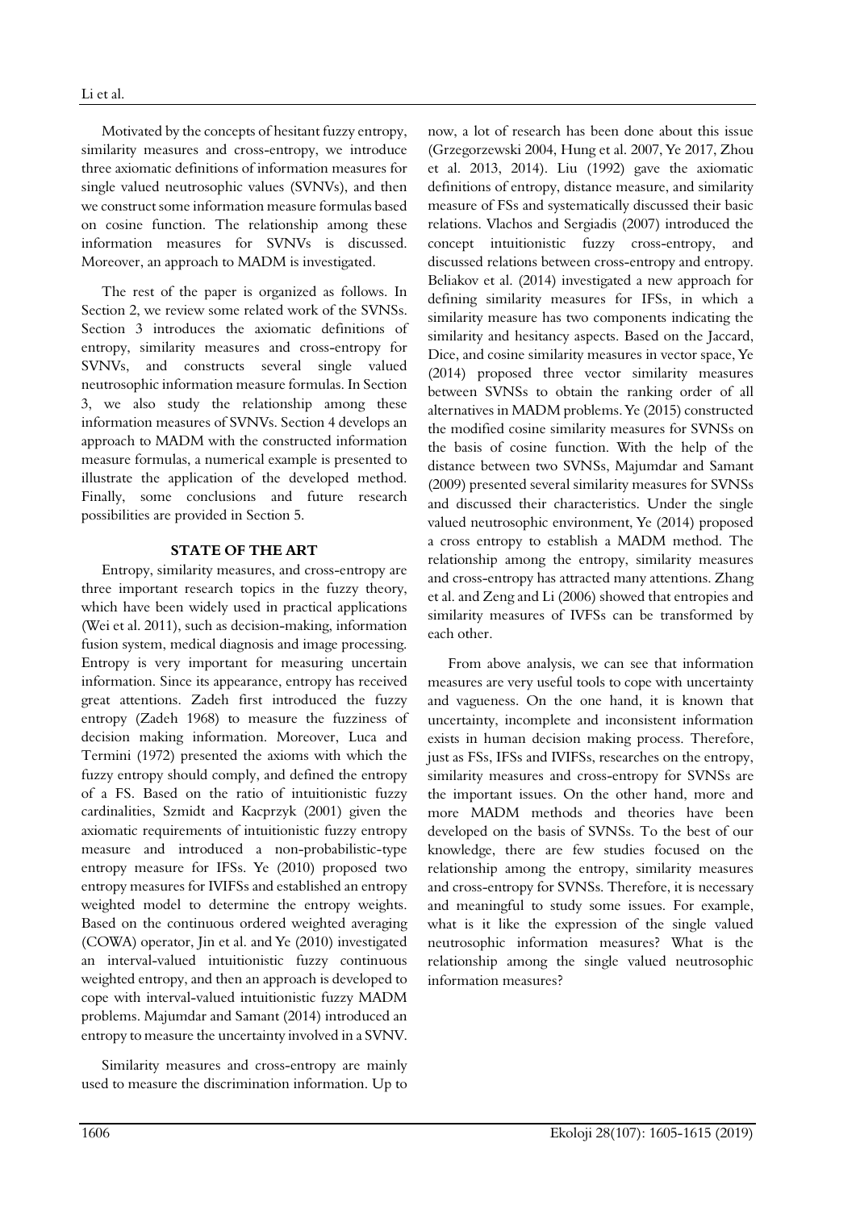Motivated by the concepts of hesitant fuzzy entropy, similarity measures and cross-entropy, we introduce three axiomatic definitions of information measures for single valued neutrosophic values (SVNVs), and then we construct some information measure formulas based on cosine function. The relationship among these information measures for SVNVs is discussed. Moreover, an approach to MADM is investigated.

The rest of the paper is organized as follows. In Section 2, we review some related work of the SVNSs. Section 3 introduces the axiomatic definitions of entropy, similarity measures and cross-entropy for SVNVs, and constructs several single valued neutrosophic information measure formulas. In Section 3, we also study the relationship among these information measures of SVNVs. Section 4 develops an approach to MADM with the constructed information measure formulas, a numerical example is presented to illustrate the application of the developed method. Finally, some conclusions and future research possibilities are provided in Section 5.

## STATE OF THE ART

Entropy, similarity measures, and cross-entropy are three important research topics in the fuzzy theory, which have been widely used in practical applications (Wei et al. 2011), such as decision-making, information fusion system, medical diagnosis and image processing. Entropy is very important for measuring uncertain information. Since its appearance, entropy has received great attentions. Zadeh first introduced the fuzzy entropy (Zadeh 1968) to measure the fuzziness of decision making information. Moreover, Luca and Termini (1972) presented the axioms with which the fuzzy entropy should comply, and defined the entropy of a FS. Based on the ratio of intuitionistic fuzzy cardinalities, Szmidt and Kacprzyk (2001) given the axiomatic requirements of intuitionistic fuzzy entropy measure and introduced a non-probabilistic-type entropy measure for IFSs. Ye (2010) proposed two entropy measures for IVIFSs and established an entropy weighted model to determine the entropy weights. Based on the continuous ordered weighted averaging (COWA) operator, Jin et al. and Ye (2010) investigated an interval-valued intuitionistic fuzzy continuous weighted entropy, and then an approach is developed to cope with interval-valued intuitionistic fuzzy MADM problems. Majumdar and Samant (2014) introduced an entropy to measure the uncertainty involved in a SVNV.

Similarity measures and cross-entropy are mainly used to measure the discrimination information. Up to now, a lot of research has been done about this issue (Grzegorzewski 2004, Hung et al. 2007, Ye 2017, Zhou et al. 2013, 2014). Liu (1992) gave the axiomatic definitions of entropy, distance measure, and similarity measure of FSs and systematically discussed their basic relations. Vlachos and Sergiadis (2007) introduced the concept intuitionistic fuzzy cross-entropy, and discussed relations between cross-entropy and entropy. Beliakov et al. (2014) investigated a new approach for defining similarity measures for IFSs, in which a similarity measure has two components indicating the similarity and hesitancy aspects. Based on the Jaccard, Dice, and cosine similarity measures in vector space, Ye (2014) proposed three vector similarity measures between SVNSs to obtain the ranking order of all alternatives in MADM problems. Ye (2015) constructed the modified cosine similarity measures for SVNSs on the basis of cosine function. With the help of the distance between two SVNSs, Majumdar and Samant (2009) presented several similarity measures for SVNSs and discussed their characteristics. Under the single valued neutrosophic environment, Ye (2014) proposed a cross entropy to establish a MADM method. The relationship among the entropy, similarity measures and cross-entropy has attracted many attentions. Zhang et al. and Zeng and Li (2006) showed that entropies and similarity measures of IVFSs can be transformed by each other.

From above analysis, we can see that information measures are very useful tools to cope with uncertainty and vagueness. On the one hand, it is known that uncertainty, incomplete and inconsistent information exists in human decision making process. Therefore, just as FSs, IFSs and IVIFSs, researches on the entropy, similarity measures and cross-entropy for SVNSs are the important issues. On the other hand, more and more MADM methods and theories have been developed on the basis of SVNSs. To the best of our knowledge, there are few studies focused on the relationship among the entropy, similarity measures and cross-entropy for SVNSs. Therefore, it is necessary and meaningful to study some issues. For example, what is it like the expression of the single valued neutrosophic information measures? What is the relationship among the single valued neutrosophic information measures?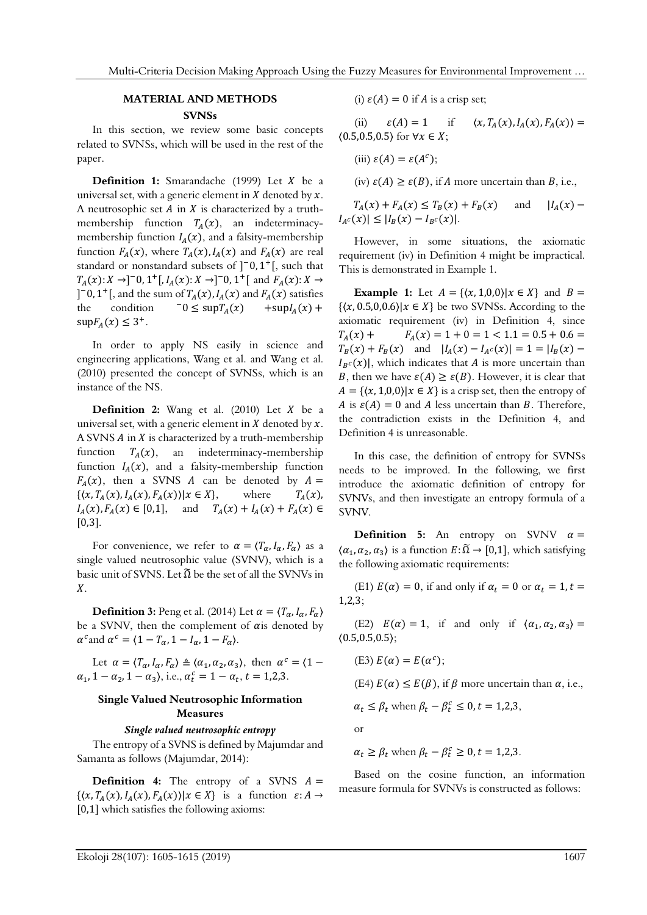## MATERIAL AND METHODS

### SVNSs

In this section, we review some basic concepts related to SVNSs, which will be used in the rest of the paper.

**Definition 1:** Smarandache (1999) Let $X$ be a universal set, with a generic element in $X$ denoted by $x$. A neutrosophic set $A$ in $X$ is characterized by a truth-membership function $T_A(x)$, an indeterminacy-membership function $I_A(x)$, and a falsity-membership function $F_A(x)$, where $T_A(x), I_A(x)$ and $F_A(x)$ are real standard or nonstandard subsets of $]^-0, 1^+[$, such that $T_A(x): X \to ]^-0, 1^+[$, $I_A(x): X \to ]^-0, 1^+[$ and $F_A(x): X \to ]^-0, 1^+[$, and the sum of $T_A(x), I_A(x)$ and $F_A(x)$ satisfies the condition $^-0 \leq \sup T_A(x) + \sup I_A(x) + \sup F_A(x) \leq 3^+$.

In order to apply NS easily in science and engineering applications, Wang et al. and Wang et al. (2010) presented the concept of SVNSs, which is an instance of the NS.

**Definition 2:** Wang et al. (2010) Let $X$ be a universal set, with a generic element in $X$ denoted by $x$. A SVNS $A$ in $X$ is characterized by a truth-membership function $T_A(x)$, an indeterminacy-membership function $I_A(x)$, and a falsity-membership function $F_A(x)$, then a SVNS $A$ can be denoted by $A = \{\langle x, T_A(x), I_A(x), F_A(x)\rangle | x \in X\}$, where $T_A(x)$, $I_A(x), F_A(x) \in [0,1]$, and $T_A(x) + I_A(x) + F_A(x) \in [0,3]$.

For convenience, we refer to $\alpha = \langle T_\alpha, I_\alpha, F_\alpha\rangle$ as a single valued neutrosophic value (SVNV), which is a basic unit of SVNS. Let $\widetilde{\Omega}$ be the set of all the SVNVs in $X$.

**Definition 3:** Peng et al. (2014) Let $\alpha = \langle T_\alpha, I_\alpha, F_\alpha\rangle$ be a SVNV, then the complement of $\alpha$is denoted by $\alpha^c$and $\alpha^c = \langle 1 - T_\alpha, 1 - I_\alpha, 1 - F_\alpha\rangle$.

Let $\alpha = \langle T_\alpha, I_\alpha, F_\alpha\rangle \triangleq \langle \alpha_1, \alpha_2, \alpha_3\rangle$, then $\alpha^c = \langle 1 - \alpha_1, 1 - \alpha_2, 1 - \alpha_3\rangle$, i.e., $\alpha_t^c = 1 - \alpha_t, t = 1,2,3$.

### Single Valued Neutrosophic Information Measures

#### *Single valued neutrosophic entropy*

The entropy of a SVNS is defined by Majumdar and Samanta as follows (Majumdar, 2014):

**Definition 4:** The entropy of a SVNS $A = \{\langle x, T_A(x), I_A(x), F_A(x)\rangle | x \in X\}$ is a function $\varepsilon: A \to [0,1]$ which satisfies the following axioms:

(i) $\varepsilon(A) = 0$ if $A$ is a crisp set;

(ii) $\varepsilon(A) = 1$ if $\langle x, T_A(x), I_A(x), F_A(x)\rangle = \langle 0.5, 0.5, 0.5\rangle$ for $\forall x \in X$;

(iii) $\varepsilon(A) = \varepsilon(A^c)$;

(iv) $\varepsilon(A) \geq \varepsilon(B)$, if $A$ more uncertain than $B$, i.e.,

$T_A(x) + F_A(x) \leq T_B(x) + F_B(x)$ and $|I_A(x) - I_{A^c}(x)| \leq |I_B(x) - I_{B^c}(x)|$.

However, in some situations, the axiomatic requirement (iv) in Definition 4 might be impractical. This is demonstrated in Example 1.

**Example 1:** Let $A = \{\langle x, 1, 0, 0\rangle | x \in X\}$ and $B = \{\langle x, 0.5, 0, 0.6\rangle | x \in X\}$ be two SVNSs. According to the axiomatic requirement (iv) in Definition 4, since $T_A(x) + F_A(x) = 1 + 0 = 1 < 1.1 = 0.5 + 0.6 = T_B(x) + F_B(x)$ and $|I_A(x) - I_{A^c}(x)| = 1 = |I_B(x) - I_{B^c}(x)|$, which indicates that $A$ is more uncertain than $B$, then we have $\varepsilon(A) \geq \varepsilon(B)$. However, it is clear that $A = \{\langle x, 1, 0, 0\rangle | x \in X\}$ is a crisp set, then the entropy of $A$ is $\varepsilon(A) = 0$ and $A$ less uncertain than $B$. Therefore, the contradiction exists in the Definition 4, and Definition 4 is unreasonable.

In this case, the definition of entropy for SVNSs needs to be improved. In the following, we first introduce the axiomatic definition of entropy for SVNVs, and then investigate an entropy formula of a SVNV.

**Definition 5:** An entropy on SVNV $\alpha = \langle \alpha_1, \alpha_2, \alpha_3\rangle$ is a function $E: \widetilde{\Omega} \to [0,1]$, which satisfying the following axiomatic requirements:

(E1) $E(\alpha) = 0$, if and only if $\alpha_t = 0$ or $\alpha_t = 1, t = 1,2,3$;

(E2) $E(\alpha) = 1$, if and only if $\langle \alpha_1, \alpha_2, \alpha_3\rangle = \langle 0.5, 0.5, 0.5\rangle$;

(E3) $E(\alpha) = E(\alpha^c)$;

(E4) $E(\alpha) \leq E(\beta)$, if $\beta$ more uncertain than $\alpha$, i.e.,

$\alpha_t \leq \beta_t$ when $\beta_t - \beta_t^c \leq 0, t = 1,2,3,$

or

$\alpha_t \geq \beta_t$ when $\beta_t - \beta_t^c \geq 0, t = 1,2,3.$

Based on the cosine function, an information measure formula for SVNVs is constructed as follows: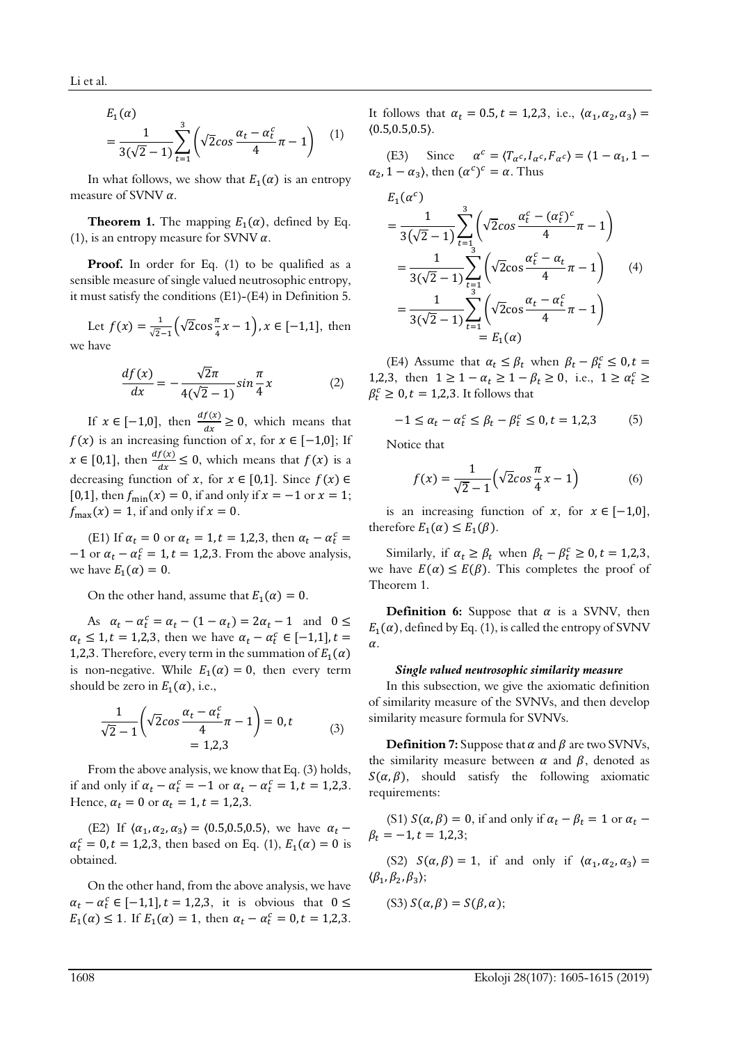$$E_1(\alpha) = \frac{1}{3(\sqrt{2}-1)}\sum_{t=1}^{3}\left(\sqrt{2}cos\frac{\alpha_t - \alpha_t^c}{4}\pi - 1\right) \quad (1)$$

In what follows, we show that $E_1(\alpha)$ is an entropy measure of SVNV $\alpha$.

**Theorem 1.** The mapping $E_1(\alpha)$, defined by Eq. (1), is an entropy measure for SVNV $\alpha$.

**Proof.** In order for Eq. (1) to be qualified as a sensible measure of single valued neutrosophic entropy, it must satisfy the conditions (E1)-(E4) in Definition 5.

Let $f(x) = \frac{1}{\sqrt{2}-1}\left(\sqrt{2}\cos\frac{\pi}{4}x - 1\right), x \in [-1,1]$, then we have

$$\frac{df(x)}{dx} = -\frac{\sqrt{2}\pi}{4(\sqrt{2}-1)}sin\frac{\pi}{4}x \quad (2)$$

If $x \in [-1,0]$, then $\frac{df(x)}{dx} \geq 0$, which means that $f(x)$ is an increasing function of $x$, for $x \in [-1,0]$; If $x \in [0,1]$, then $\frac{df(x)}{dx} \leq 0$, which means that $f(x)$ is a decreasing function of $x$, for $x \in [0,1]$. Since $f(x) \in [0,1]$, then $f_{\min}(x) = 0$, if and only if $x = -1$ or $x = 1$; $f_{\max}(x) = 1$, if and only if $x = 0$.

(E1) If $\alpha_t = 0$ or $\alpha_t = 1, t = 1,2,3$, then $\alpha_t - \alpha_t^c = -1$ or $\alpha_t - \alpha_t^c = 1, t = 1,2,3$. From the above analysis, we have $E_1(\alpha) = 0$.

On the other hand, assume that $E_1(\alpha) = 0$.

As $\alpha_t - \alpha_t^c = \alpha_t - (1 - \alpha_t) = 2\alpha_t - 1$ and $0 \leq \alpha_t \leq 1, t = 1,2,3$, then we have $\alpha_t - \alpha_t^c \in [-1,1], t = 1,2,3$. Therefore, every term in the summation of $E_1(\alpha)$ is non-negative. While $E_1(\alpha) = 0$, then every term should be zero in $E_1(\alpha)$, i.e.,

$$\frac{1}{\sqrt{2}-1}\left(\sqrt{2}cos\frac{\alpha_t - \alpha_t^c}{4}\pi - 1\right) = 0, t = 1,2,3 \quad (3)$$

From the above analysis, we know that Eq. (3) holds, if and only if $\alpha_t - \alpha_t^c = -1$ or $\alpha_t - \alpha_t^c = 1, t = 1,2,3$. Hence, $\alpha_t = 0$ or $\alpha_t = 1, t = 1,2,3$.

(E2) If $\langle\alpha_1, \alpha_2, \alpha_3\rangle = \langle 0.5,0.5,0.5\rangle$, we have $\alpha_t - \alpha_t^c = 0, t = 1,2,3$, then based on Eq. (1), $E_1(\alpha) = 0$ is obtained.

On the other hand, from the above analysis, we have $\alpha_t - \alpha_t^c \in [-1,1], t = 1,2,3$, it is obvious that $0 \leq E_1(\alpha) \leq 1$. If $E_1(\alpha) = 1$, then $\alpha_t - \alpha_t^c = 0, t = 1,2,3$. It follows that $\alpha_t = 0.5, t = 1,2,3$, i.e., $\langle\alpha_1, \alpha_2, \alpha_3\rangle = \langle 0.5,0.5,0.5\rangle$.

(E3) Since $\alpha^c = \langle T_{\alpha^c}, I_{\alpha^c}, F_{\alpha^c}\rangle = \langle 1 - \alpha_1, 1 - \alpha_2, 1 - \alpha_3\rangle$, then $(\alpha^c)^c = \alpha$. Thus

$$\begin{aligned} E_1(\alpha^c) &= \frac{1}{3(\sqrt{2}-1)}\sum_{t=1}^{3}\left(\sqrt{2}cos\frac{\alpha_t^c - (\alpha_t^c)^c}{4}\pi - 1\right) \\ &= \frac{1}{3(\sqrt{2}-1)}\sum_{t=1}^{3}\left(\sqrt{2}\cos\frac{\alpha_t^c - \alpha_t}{4}\pi - 1\right) \\ &= \frac{1}{3(\sqrt{2}-1)}\sum_{t=1}^{3}\left(\sqrt{2}\cos\frac{\alpha_t - \alpha_t^c}{4}\pi - 1\right) \\ &= E_1(\alpha) \end{aligned} \quad (4)$$

(E4) Assume that $\alpha_t \leq \beta_t$ when $\beta_t - \beta_t^c \leq 0, t = 1,2,3$, then $1 \geq 1 - \alpha_t \geq 1 - \beta_t \geq 0$, i.e., $1 \geq \alpha_t^c \geq \beta_t^c \geq 0, t = 1,2,3$. It follows that

$$-1 \leq \alpha_t - \alpha_t^c \leq \beta_t - \beta_t^c \leq 0, t = 1,2,3 \quad (5)$$

Notice that

$$f(x) = \frac{1}{\sqrt{2}-1}\left(\sqrt{2}cos\frac{\pi}{4}x - 1\right) \quad (6)$$

is an increasing function of $x$, for $x \in [-1,0]$, therefore $E_1(\alpha) \leq E_1(\beta)$.

Similarly, if $\alpha_t \geq \beta_t$ when $\beta_t - \beta_t^c \geq 0, t = 1,2,3$, we have $E(\alpha) \leq E(\beta)$. This completes the proof of Theorem 1.

**Definition 6:** Suppose that $\alpha$ is a SVNV, then $E_1(\alpha)$, defined by Eq. (1), is called the entropy of SVNV $\alpha$.

### *Single valued neutrosophic similarity measure*

In this subsection, we give the axiomatic definition of similarity measure of the SVNVs, and then develop similarity measure formula for SVNVs.

**Definition 7:** Suppose that $\alpha$ and $\beta$ are two SVNVs, the similarity measure between $\alpha$ and $\beta$, denoted as $S(\alpha, \beta)$, should satisfy the following axiomatic requirements:

(S1) $S(\alpha, \beta) = 0$, if and only if $\alpha_t - \beta_t = 1$ or $\alpha_t - \beta_t = -1, t = 1,2,3$;

(S2) $S(\alpha, \beta) = 1$, if and only if $\langle\alpha_1, \alpha_2, \alpha_3\rangle = \langle\beta_1, \beta_2, \beta_3\rangle$;

(S3) $S(\alpha, \beta) = S(\beta, \alpha)$;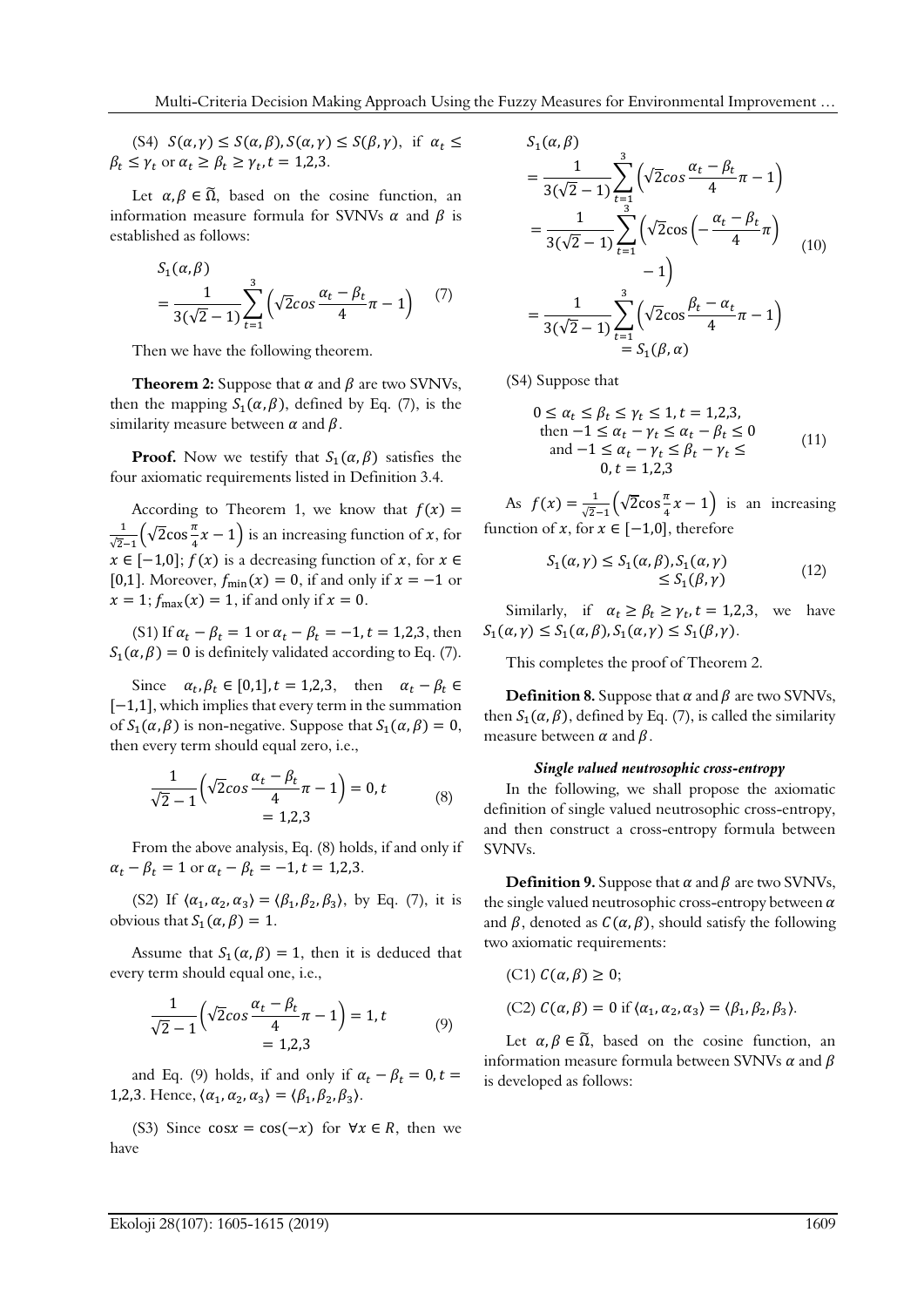(S4) $S(\alpha,\gamma) \leq S(\alpha,\beta), S(\alpha,\gamma) \leq S(\beta,\gamma)$, if $\alpha_t \leq \beta_t \leq \gamma_t$ or $\alpha_t \geq \beta_t \geq \gamma_t, t = 1,2,3$.

Let $\alpha, \beta \in \tilde{\Omega}$, based on the cosine function, an information measure formula for SVNVs $\alpha$ and $\beta$ is established as follows:

$$S_1(\alpha,\beta) = \frac{1}{3(\sqrt{2}-1)}\sum_{t=1}^{3}\left(\sqrt{2}cos\frac{\alpha_t - \beta_t}{4}\pi - 1\right) \quad (7)$$

Then we have the following theorem.

**Theorem 2:** Suppose that $\alpha$ and $\beta$ are two SVNVs, then the mapping $S_1(\alpha,\beta)$, defined by Eq. (7), is the similarity measure between $\alpha$ and $\beta$.

**Proof.** Now we testify that $S_1(\alpha,\beta)$ satisfies the four axiomatic requirements listed in Definition 3.4.

According to Theorem 1, we know that $f(x) = \frac{1}{\sqrt{2}-1}\left(\sqrt{2}\cos\frac{\pi}{4}x - 1\right)$ is an increasing function of $x$, for $x \in [-1,0]$; $f(x)$ is a decreasing function of $x$, for $x \in [0,1]$. Moreover, $f_{\min}(x) = 0$, if and only if $x = -1$ or $x = 1$; $f_{\max}(x) = 1$, if and only if $x = 0$.

(S1) If $\alpha_t - \beta_t = 1$ or $\alpha_t - \beta_t = -1, t = 1,2,3$, then $S_1(\alpha,\beta) = 0$ is definitely validated according to Eq. (7).

Since $\alpha_t, \beta_t \in [0,1], t = 1,2,3$, then $\alpha_t - \beta_t \in [-1,1]$, which implies that every term in the summation of $S_1(\alpha,\beta)$ is non-negative. Suppose that $S_1(\alpha,\beta) = 0$, then every term should equal zero, i.e.,

$$\frac{1}{\sqrt{2}-1}\left(\sqrt{2}cos\frac{\alpha_t - \beta_t}{4}\pi - 1\right) = 0, t = 1,2,3 \quad (8)$$

From the above analysis, Eq. (8) holds, if and only if $\alpha_t - \beta_t = 1$ or $\alpha_t - \beta_t = -1, t = 1,2,3$.

(S2) If $\langle\alpha_1,\alpha_2,\alpha_3\rangle = \langle\beta_1,\beta_2,\beta_3\rangle$, by Eq. (7), it is obvious that $S_1(\alpha,\beta) = 1$.

Assume that $S_1(\alpha,\beta) = 1$, then it is deduced that every term should equal one, i.e.,

$$\frac{1}{\sqrt{2}-1}\left(\sqrt{2}cos\frac{\alpha_t - \beta_t}{4}\pi - 1\right) = 1, t = 1,2,3 \quad (9)$$

and Eq. (9) holds, if and only if $\alpha_t - \beta_t = 0, t = 1,2,3$. Hence, $\langle\alpha_1,\alpha_2,\alpha_3\rangle = \langle\beta_1,\beta_2,\beta_3\rangle$.

(S3) Since $\cos x = \cos(-x)$ for $\forall x \in R$, then we have

$$\begin{aligned} S_1(\alpha,\beta) &= \frac{1}{3(\sqrt{2}-1)}\sum_{t=1}^{3}\left(\sqrt{2}cos\frac{\alpha_t - \beta_t}{4}\pi - 1\right) \\ &= \frac{1}{3(\sqrt{2}-1)}\sum_{t=1}^{3}\left(\sqrt{2}\cos\left(-\frac{\alpha_t - \beta_t}{4}\pi\right) - 1\right) \\ &= \frac{1}{3(\sqrt{2}-1)}\sum_{t=1}^{3}\left(\sqrt{2}\cos\frac{\beta_t - \alpha_t}{4}\pi - 1\right) = S_1(\beta,\alpha) \end{aligned} \quad (10)$$

(S4) Suppose that

$$\begin{aligned} &0 \leq \alpha_t \leq \beta_t \leq \gamma_t \leq 1, t = 1,2,3, \\ &\text{then } -1 \leq \alpha_t - \gamma_t \leq \alpha_t - \beta_t \leq 0 \\ &\text{and } -1 \leq \alpha_t - \gamma_t \leq \beta_t - \gamma_t \leq 0, t = 1,2,3 \end{aligned} \quad (11)$$

As $f(x) = \frac{1}{\sqrt{2}-1}\left(\sqrt{2}\cos\frac{\pi}{4}x - 1\right)$ is an increasing function of $x$, for $x \in [-1,0]$, therefore

$$S_1(\alpha,\gamma) \leq S_1(\alpha,\beta), S_1(\alpha,\gamma) \leq S_1(\beta,\gamma) \quad (12)$$

Similarly, if $\alpha_t \geq \beta_t \geq \gamma_t, t = 1,2,3$, we have $S_1(\alpha,\gamma) \leq S_1(\alpha,\beta), S_1(\alpha,\gamma) \leq S_1(\beta,\gamma)$.

This completes the proof of Theorem 2.

**Definition 8.** Suppose that $\alpha$ and $\beta$ are two SVNVs, then $S_1(\alpha,\beta)$, defined by Eq. (7), is called the similarity measure between $\alpha$ and $\beta$.

***Single valued neutrosophic cross-entropy***

In the following, we shall propose the axiomatic definition of single valued neutrosophic cross-entropy, and then construct a cross-entropy formula between SVNVs.

**Definition 9.** Suppose that $\alpha$ and $\beta$ are two SVNVs, the single valued neutrosophic cross-entropy between $\alpha$ and $\beta$, denoted as $C(\alpha,\beta)$, should satisfy the following two axiomatic requirements:

(C1) $C(\alpha,\beta) \geq 0$;

(C2) $C(\alpha,\beta) = 0$ if $\langle\alpha_1,\alpha_2,\alpha_3\rangle = \langle\beta_1,\beta_2,\beta_3\rangle$.

Let $\alpha, \beta \in \tilde{\Omega}$, based on the cosine function, an information measure formula between SVNVs $\alpha$ and $\beta$ is developed as follows: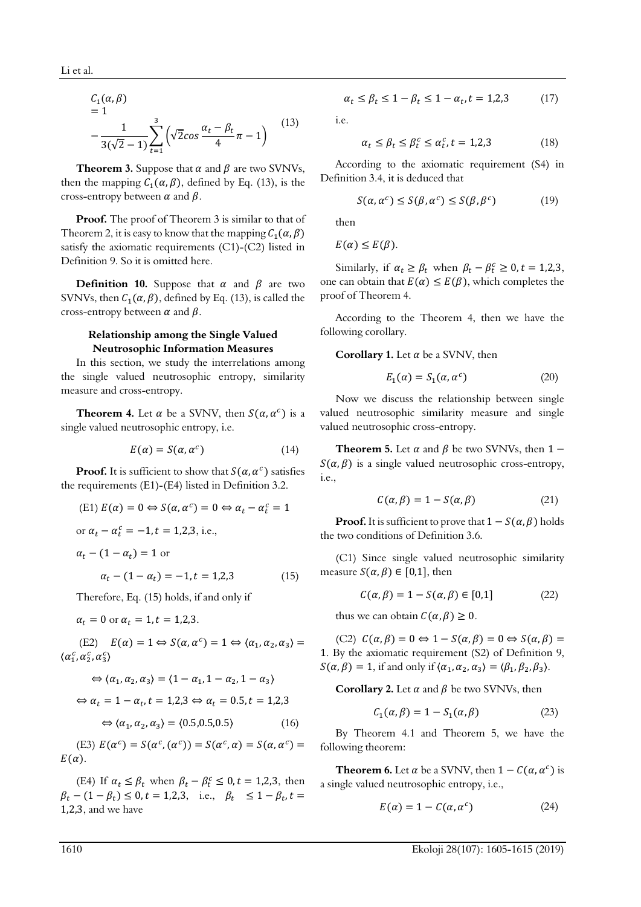$$C_1(\alpha,\beta) = 1 - \frac{1}{3(\sqrt{2}-1)}\sum_{t=1}^{3}\left(\sqrt{2}cos\frac{\alpha_t-\beta_t}{4}\pi - 1\right) \tag{13}$$

**Theorem 3.** Suppose that $\alpha$ and $\beta$ are two SVNVs, then the mapping $C_1(\alpha,\beta)$, defined by Eq. (13), is the cross-entropy between $\alpha$ and $\beta$.

**Proof.** The proof of Theorem 3 is similar to that of Theorem 2, it is easy to know that the mapping $C_1(\alpha,\beta)$ satisfy the axiomatic requirements (C1)-(C2) listed in Definition 9. So it is omitted here.

**Definition 10.** Suppose that $\alpha$ and $\beta$ are two SVNVs, then $C_1(\alpha,\beta)$, defined by Eq. (13), is called the cross-entropy between $\alpha$ and $\beta$.

### Relationship among the Single Valued Neutrosophic Information Measures

In this section, we study the interrelations among the single valued neutrosophic entropy, similarity measure and cross-entropy.

**Theorem 4.** Let $\alpha$ be a SVNV, then $S(\alpha,\alpha^c)$ is a single valued neutrosophic entropy, i.e.

$$E(\alpha) = S(\alpha,\alpha^c) \tag{14}$$

**Proof.** It is sufficient to show that $S(\alpha,\alpha^c)$ satisfies the requirements (E1)-(E4) listed in Definition 3.2.

(E1) $E(\alpha)=0 \Leftrightarrow S(\alpha,\alpha^c)=0 \Leftrightarrow \alpha_t-\alpha_t^c=1$ or $\alpha_t-\alpha_t^c=-1, t=1,2,3$, i.e.,

$\alpha_t-(1-\alpha_t)=1$ or

$$\alpha_t-(1-\alpha_t)=-1, t=1,2,3 \tag{15}$$

Therefore, Eq. (15) holds, if and only if

$\alpha_t=0$ or $\alpha_t=1, t=1,2,3$.

(E2) $E(\alpha)=1 \Leftrightarrow S(\alpha,\alpha^c)=1 \Leftrightarrow \langle\alpha_1,\alpha_2,\alpha_3\rangle = \langle\alpha_1^c,\alpha_2^c,\alpha_3^c\rangle$

$\Leftrightarrow \langle\alpha_1,\alpha_2,\alpha_3\rangle = \langle 1-\alpha_1, 1-\alpha_2, 1-\alpha_3\rangle$

$\Leftrightarrow \alpha_t = 1-\alpha_t, t=1,2,3 \Leftrightarrow \alpha_t=0.5, t=1,2,3$

$$\Leftrightarrow \langle\alpha_1,\alpha_2,\alpha_3\rangle = \langle 0.5,0.5,0.5\rangle \tag{16}$$

(E3) $E(\alpha^c)=S(\alpha^c,(\alpha^c))=S(\alpha^c,\alpha)=S(\alpha,\alpha^c)=E(\alpha)$.

(E4) If $\alpha_t\le\beta_t$ when $\beta_t-\beta_t^c\le 0, t=1,2,3$, then $\beta_t-(1-\beta_t)\le 0, t=1,2,3$, i.e., $\beta_t \le 1-\beta_t, t=1,2,3$, and we have

$$\alpha_t\le\beta_t\le 1-\beta_t\le 1-\alpha_t, t=1,2,3 \tag{17}$$

i.e.

$$\alpha_t\le\beta_t\le\beta_t^c\le\alpha_t^c, t=1,2,3 \tag{18}$$

According to the axiomatic requirement (S4) in Definition 3.4, it is deduced that

$$S(\alpha,\alpha^c)\le S(\beta,\alpha^c)\le S(\beta,\beta^c) \tag{19}$$

then

$E(\alpha)\le E(\beta)$.

Similarly, if $\alpha_t\ge\beta_t$ when $\beta_t-\beta_t^c\ge 0, t=1,2,3$, one can obtain that $E(\alpha)\le E(\beta)$, which completes the proof of Theorem 4.

According to the Theorem 4, then we have the following corollary.

**Corollary 1.** Let $\alpha$ be a SVNV, then

$$E_1(\alpha)=S_1(\alpha,\alpha^c) \tag{20}$$

Now we discuss the relationship between single valued neutrosophic similarity measure and single valued neutrosophic cross-entropy.

**Theorem 5.** Let $\alpha$ and $\beta$ be two SVNVs, then $1-S(\alpha,\beta)$ is a single valued neutrosophic cross-entropy, i.e.,

$$C(\alpha,\beta)=1-S(\alpha,\beta) \tag{21}$$

**Proof.** It is sufficient to prove that $1-S(\alpha,\beta)$ holds the two conditions of Definition 3.6.

(C1) Since single valued neutrosophic similarity measure $S(\alpha,\beta)\in[0,1]$, then

$$C(\alpha,\beta)=1-S(\alpha,\beta)\in[0,1] \tag{22}$$

thus we can obtain $C(\alpha,\beta)\ge 0$.

(C2) $C(\alpha,\beta)=0 \Leftrightarrow 1-S(\alpha,\beta)=0 \Leftrightarrow S(\alpha,\beta)=1$. By the axiomatic requirement (S2) of Definition 9, $S(\alpha,\beta)=1$, if and only if $\langle\alpha_1,\alpha_2,\alpha_3\rangle=\langle\beta_1,\beta_2,\beta_3\rangle$.

**Corollary 2.** Let $\alpha$ and $\beta$ be two SVNVs, then

$$C_1(\alpha,\beta)=1-S_1(\alpha,\beta) \tag{23}$$

By Theorem 4.1 and Theorem 5, we have the following theorem:

**Theorem 6.** Let $\alpha$ be a SVNV, then $1-C(\alpha,\alpha^c)$ is a single valued neutrosophic entropy, i.e.,

$$E(\alpha)=1-C(\alpha,\alpha^c) \tag{24}$$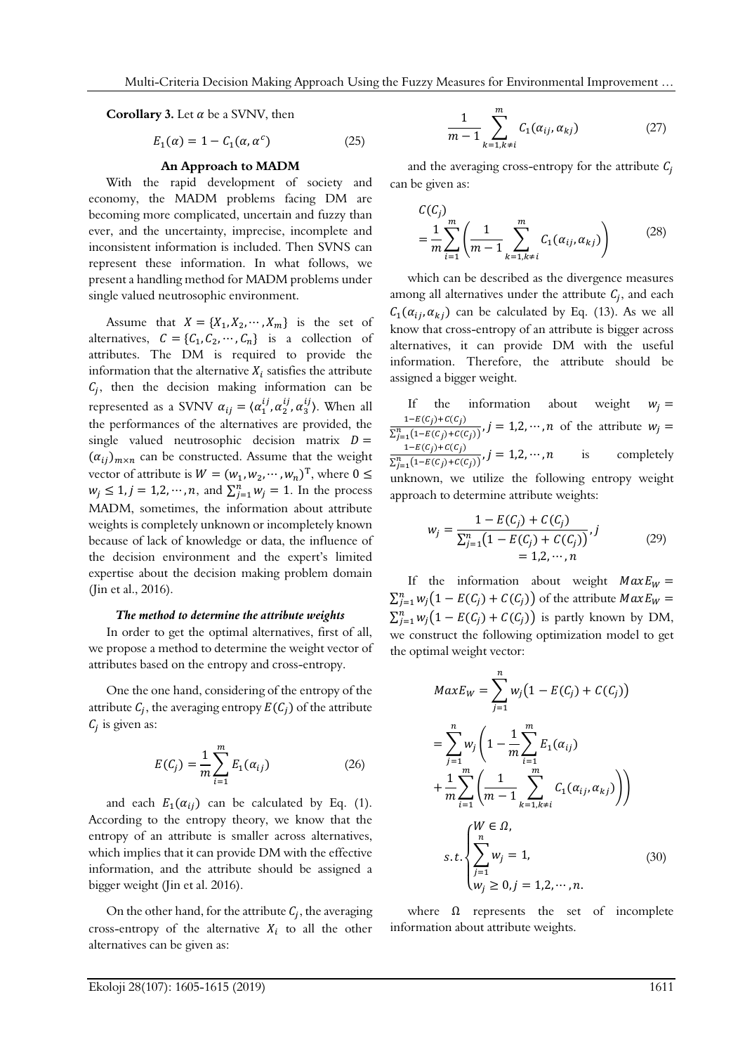**Corollary 3.** Let $\alpha$ be a SVNV, then

$$E_1(\alpha) = 1 - C_1(\alpha, \alpha^c) \tag{25}$$

### An Approach to MADM

With the rapid development of society and economy, the MADM problems facing DM are becoming more complicated, uncertain and fuzzy than ever, and the uncertainty, imprecise, incomplete and inconsistent information is included. Then SVNS can represent these information. In what follows, we present a handling method for MADM problems under single valued neutrosophic environment.

Assume that $X = \{X_1, X_2, \cdots, X_m\}$ is the set of alternatives, $C = \{C_1, C_2, \cdots, C_n\}$ is a collection of attributes. The DM is required to provide the information that the alternative $X_i$ satisfies the attribute $C_j$, then the decision making information can be represented as a SVNV $\alpha_{ij} = \langle \alpha_1^{ij}, \alpha_2^{ij}, \alpha_3^{ij} \rangle$. When all the performances of the alternatives are provided, the single valued neutrosophic decision matrix $D = (\alpha_{ij})_{m \times n}$ can be constructed. Assume that the weight vector of attribute is $W = (w_1, w_2, \cdots, w_n)^{\mathrm{T}}$, where $0 \leq w_j \leq 1, j = 1, 2, \cdots, n$, and $\sum_{j=1}^{n} w_j = 1$. In the process MADM, sometimes, the information about attribute weights is completely unknown or incompletely known because of lack of knowledge or data, the influence of the decision environment and the expert's limited expertise about the decision making problem domain (Jin et al., 2016).

#### *The method to determine the attribute weights*

In order to get the optimal alternatives, first of all, we propose a method to determine the weight vector of attributes based on the entropy and cross-entropy.

One the one hand, considering of the entropy of the attribute $C_j$, the averaging entropy $E(C_j)$ of the attribute $C_j$ is given as:

$$E(C_j) = \frac{1}{m} \sum_{i=1}^{m} E_1(\alpha_{ij}) \tag{26}$$

and each $E_1(\alpha_{ij})$ can be calculated by Eq. (1). According to the entropy theory, we know that the entropy of an attribute is smaller across alternatives, which implies that it can provide DM with the effective information, and the attribute should be assigned a bigger weight (Jin et al. 2016).

On the other hand, for the attribute $C_j$, the averaging cross-entropy of the alternative $X_i$ to all the other alternatives can be given as:

$$\frac{1}{m-1} \sum_{k=1, k \neq i}^{m} C_1(\alpha_{ij}, \alpha_{kj}) \tag{27}$$

and the averaging cross-entropy for the attribute $C_j$ can be given as:

$$C(C_j) = \frac{1}{m} \sum_{i=1}^{m} \left( \frac{1}{m-1} \sum_{k=1, k \neq i}^{m} C_1(\alpha_{ij}, \alpha_{kj}) \right) \tag{28}$$

which can be described as the divergence measures among all alternatives under the attribute $C_j$, and each $C_1(\alpha_{ij}, \alpha_{kj})$ can be calculated by Eq. (13). As we all know that cross-entropy of an attribute is bigger across alternatives, it can provide DM with the useful information. Therefore, the attribute should be assigned a bigger weight.

If the information about weight $w_j = \frac{1 - E(C_j) + C(C_j)}{\sum_{j=1}^{n}(1 - E(C_j) + C(C_j))}, j = 1, 2, \cdots, n$ of the attribute $w_j = \frac{1 - E(C_j) + C(C_j)}{\sum_{j=1}^{n}(1 - E(C_j) + C(C_j))}, j = 1, 2, \cdots, n$ is completely unknown, we utilize the following entropy weight approach to determine attribute weights:

$$w_j = \frac{1 - E(C_j) + C(C_j)}{\sum_{j=1}^{n}(1 - E(C_j) + C(C_j))}, j = 1, 2, \cdots, n \tag{29}$$

If the information about weight $MaxE_W = \sum_{j=1}^{n} w_j (1 - E(C_j) + C(C_j))$ of the attribute $MaxE_W = \sum_{j=1}^{n} w_j (1 - E(C_j) + C(C_j))$ is partly known by DM, we construct the following optimization model to get the optimal weight vector:

$$\begin{aligned} MaxE_W &= \sum_{j=1}^{n} w_j (1 - E(C_j) + C(C_j)) \\ &= \sum_{j=1}^{n} w_j \left( 1 - \frac{1}{m} \sum_{i=1}^{m} E_1(\alpha_{ij}) + \frac{1}{m} \sum_{i=1}^{m} \left( \frac{1}{m-1} \sum_{k=1, k \neq i}^{m} C_1(\alpha_{ij}, \alpha_{kj}) \right) \right) \\ & s.t. \begin{cases} W \in \Omega, \\ \sum_{j=1}^{n} w_j = 1, \\ w_j \geq 0, j = 1, 2, \cdots, n. \end{cases} \end{aligned} \tag{30}$$

where $\Omega$ represents the set of incomplete information about attribute weights.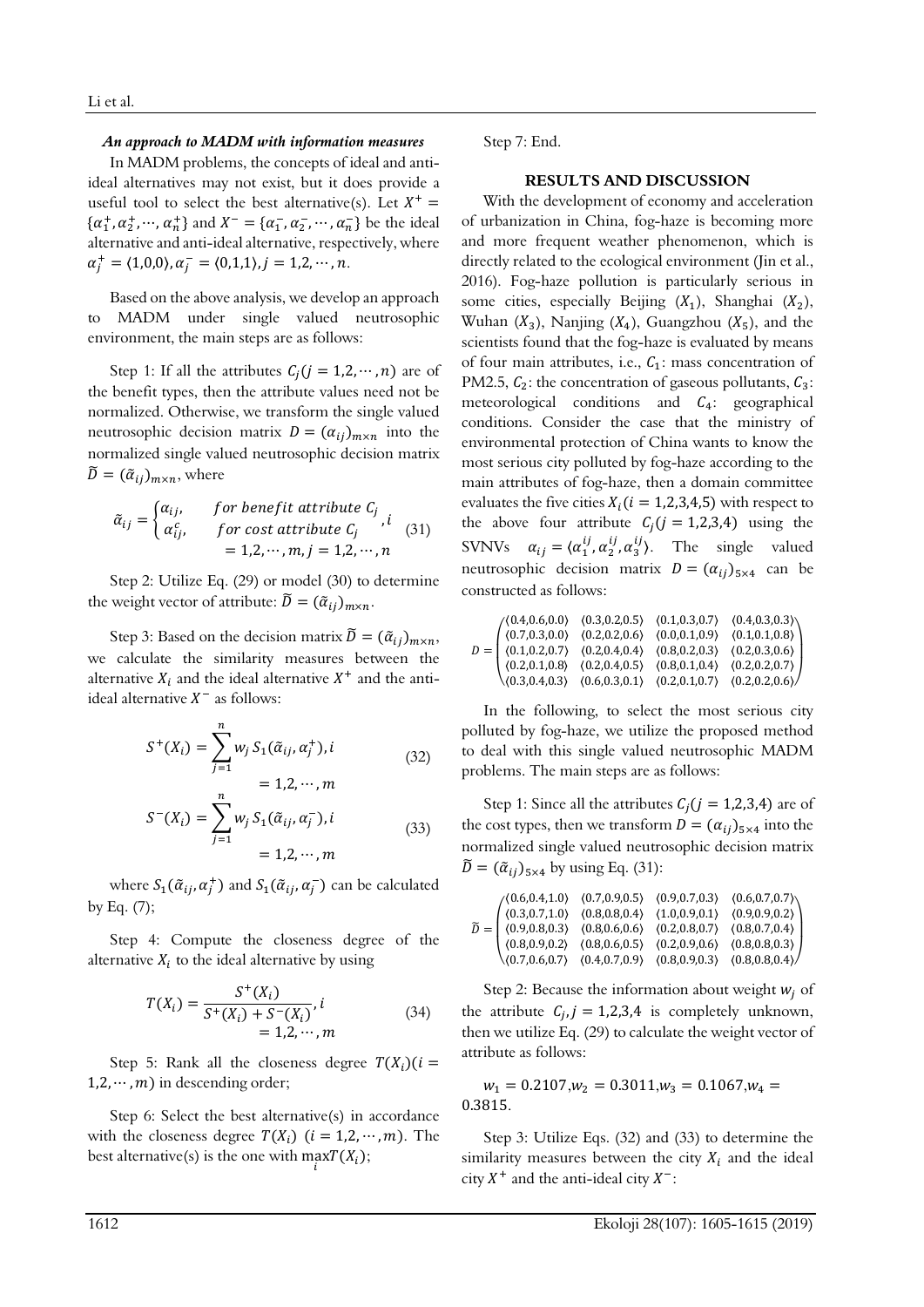### *An approach to MADM with information measures*

In MADM problems, the concepts of ideal and anti-ideal alternatives may not exist, but it does provide a useful tool to select the best alternative(s). Let $X^+ = \{\alpha_1^+, \alpha_2^+, \cdots, \alpha_n^+\}$ and $X^- = \{\alpha_1^-, \alpha_2^-, \cdots, \alpha_n^-\}$ be the ideal alternative and anti-ideal alternative, respectively, where $\alpha_j^+ = \langle 1,0,0 \rangle, \alpha_j^- = \langle 0,1,1 \rangle, j = 1,2,\cdots,n$.

Based on the above analysis, we develop an approach to MADM under single valued neutrosophic environment, the main steps are as follows:

Step 1: If all the attributes $C_j (j = 1,2,\cdots,n)$ are of the benefit types, then the attribute values need not be normalized. Otherwise, we transform the single valued neutrosophic decision matrix $D = (\alpha_{ij})_{m\times n}$ into the normalized single valued neutrosophic decision matrix $\widetilde{D} = (\tilde{\alpha}_{ij})_{m\times n}$, where

$$\tilde{\alpha}_{ij} = \begin{cases} \alpha_{ij}, & for\ benefit\ attribute\ C_j \\ \alpha_{ij}^c, & for\ cost\ attribute\ C_j \end{cases}, i = 1,2,\cdots,m, j = 1,2,\cdots,n \quad (31)$$

Step 2: Utilize Eq. (29) or model (30) to determine the weight vector of attribute: $\widetilde{D} = (\tilde{\alpha}_{ij})_{m\times n}$.

Step 3: Based on the decision matrix $\widetilde{D} = (\tilde{\alpha}_{ij})_{m\times n}$, we calculate the similarity measures between the alternative $X_i$ and the ideal alternative $X^+$ and the anti-ideal alternative $X^-$ as follows:

$$S^+(X_i) = \sum_{j=1}^{n} w_j S_1(\tilde{\alpha}_{ij}, \alpha_j^+), i = 1,2,\cdots,m \quad (32)$$

$$S^-(X_i) = \sum_{j=1}^{n} w_j S_1(\tilde{\alpha}_{ij}, \alpha_j^-), i = 1,2,\cdots,m \quad (33)$$

where $S_1(\tilde{\alpha}_{ij}, \alpha_j^+)$ and $S_1(\tilde{\alpha}_{ij}, \alpha_j^-)$ can be calculated by Eq. (7);

Step 4: Compute the closeness degree of the alternative $X_i$ to the ideal alternative by using

$$T(X_i) = \frac{S^+(X_i)}{S^+(X_i) + S^-(X_i)}, i = 1,2,\cdots,m \quad (34)$$

Step 5: Rank all the closeness degree $T(X_i) (i = 1,2,\cdots,m)$ in descending order;

Step 6: Select the best alternative(s) in accordance with the closeness degree $T(X_i)$ $(i = 1,2,\cdots,m)$. The best alternative(s) is the one with $\max_i T(X_i)$;

Step 7: End.

## RESULTS AND DISCUSSION

With the development of economy and acceleration of urbanization in China, fog-haze is becoming more and more frequent weather phenomenon, which is directly related to the ecological environment (Jin et al., 2016). Fog-haze pollution is particularly serious in some cities, especially Beijing ($X_1$), Shanghai ($X_2$), Wuhan ($X_3$), Nanjing ($X_4$), Guangzhou ($X_5$), and the scientists found that the fog-haze is evaluated by means of four main attributes, i.e., $C_1$: mass concentration of PM2.5, $C_2$: the concentration of gaseous pollutants, $C_3$: meteorological conditions and $C_4$: geographical conditions. Consider the case that the ministry of environmental protection of China wants to know the most serious city polluted by fog-haze according to the main attributes of fog-haze, then a domain committee evaluates the five cities $X_i (i = 1,2,3,4,5)$ with respect to the above four attribute $C_j (j = 1,2,3,4)$ using the SVNVs $\alpha_{ij} = \langle \alpha_1^{ij}, \alpha_2^{ij}, \alpha_3^{ij} \rangle$. The single valued neutrosophic decision matrix $D = (\alpha_{ij})_{5\times 4}$ can be constructed as follows:

$$D = \begin{pmatrix} \langle 0.4,0.6,0.0 \rangle & \langle 0.3,0.2,0.5 \rangle & \langle 0.1,0.3,0.7 \rangle & \langle 0.4,0.3,0.3 \rangle \\ \langle 0.7,0.3,0.0 \rangle & \langle 0.2,0.2,0.6 \rangle & \langle 0.0,0.1,0.9 \rangle & \langle 0.1,0.1,0.8 \rangle \\ \langle 0.1,0.2,0.7 \rangle & \langle 0.2,0.4,0.4 \rangle & \langle 0.8,0.2,0.3 \rangle & \langle 0.2,0.3,0.6 \rangle \\ \langle 0.2,0.1,0.8 \rangle & \langle 0.2,0.4,0.5 \rangle & \langle 0.8,0.1,0.4 \rangle & \langle 0.2,0.2,0.7 \rangle \\ \langle 0.3,0.4,0.3 \rangle & \langle 0.6,0.3,0.1 \rangle & \langle 0.2,0.1,0.7 \rangle & \langle 0.2,0.2,0.6 \rangle \end{pmatrix}$$

In the following, to select the most serious city polluted by fog-haze, we utilize the proposed method to deal with this single valued neutrosophic MADM problems. The main steps are as follows:

Step 1: Since all the attributes $C_j (j = 1,2,3,4)$ are of the cost types, then we transform $D = (\alpha_{ij})_{5\times 4}$ into the normalized single valued neutrosophic decision matrix $\widetilde{D} = (\tilde{\alpha}_{ij})_{5\times 4}$ by using Eq. (31):

$$\widetilde{D} = \begin{pmatrix} \langle 0.6,0.4,1.0 \rangle & \langle 0.7,0.9,0.5 \rangle & \langle 0.9,0.7,0.3 \rangle & \langle 0.6,0.7,0.7 \rangle \\ \langle 0.3,0.7,1.0 \rangle & \langle 0.8,0.8,0.4 \rangle & \langle 1.0,0.9,0.1 \rangle & \langle 0.9,0.9,0.2 \rangle \\ \langle 0.9,0.8,0.3 \rangle & \langle 0.8,0.6,0.6 \rangle & \langle 0.2,0.8,0.7 \rangle & \langle 0.8,0.7,0.4 \rangle \\ \langle 0.8,0.9,0.2 \rangle & \langle 0.8,0.6,0.5 \rangle & \langle 0.2,0.9,0.6 \rangle & \langle 0.8,0.8,0.3 \rangle \\ \langle 0.7,0.6,0.7 \rangle & \langle 0.4,0.7,0.9 \rangle & \langle 0.8,0.9,0.3 \rangle & \langle 0.8,0.8,0.4 \rangle \end{pmatrix}$$

Step 2: Because the information about weight $w_j$ of the attribute $C_j, j = 1,2,3,4$ is completely unknown, then we utilize Eq. (29) to calculate the weight vector of attribute as follows:

$w_1 = 0.2107, w_2 = 0.3011, w_3 = 0.1067, w_4 = 0.3815.$

Step 3: Utilize Eqs. (32) and (33) to determine the similarity measures between the city $X_i$ and the ideal city $X^+$ and the anti-ideal city $X^-$: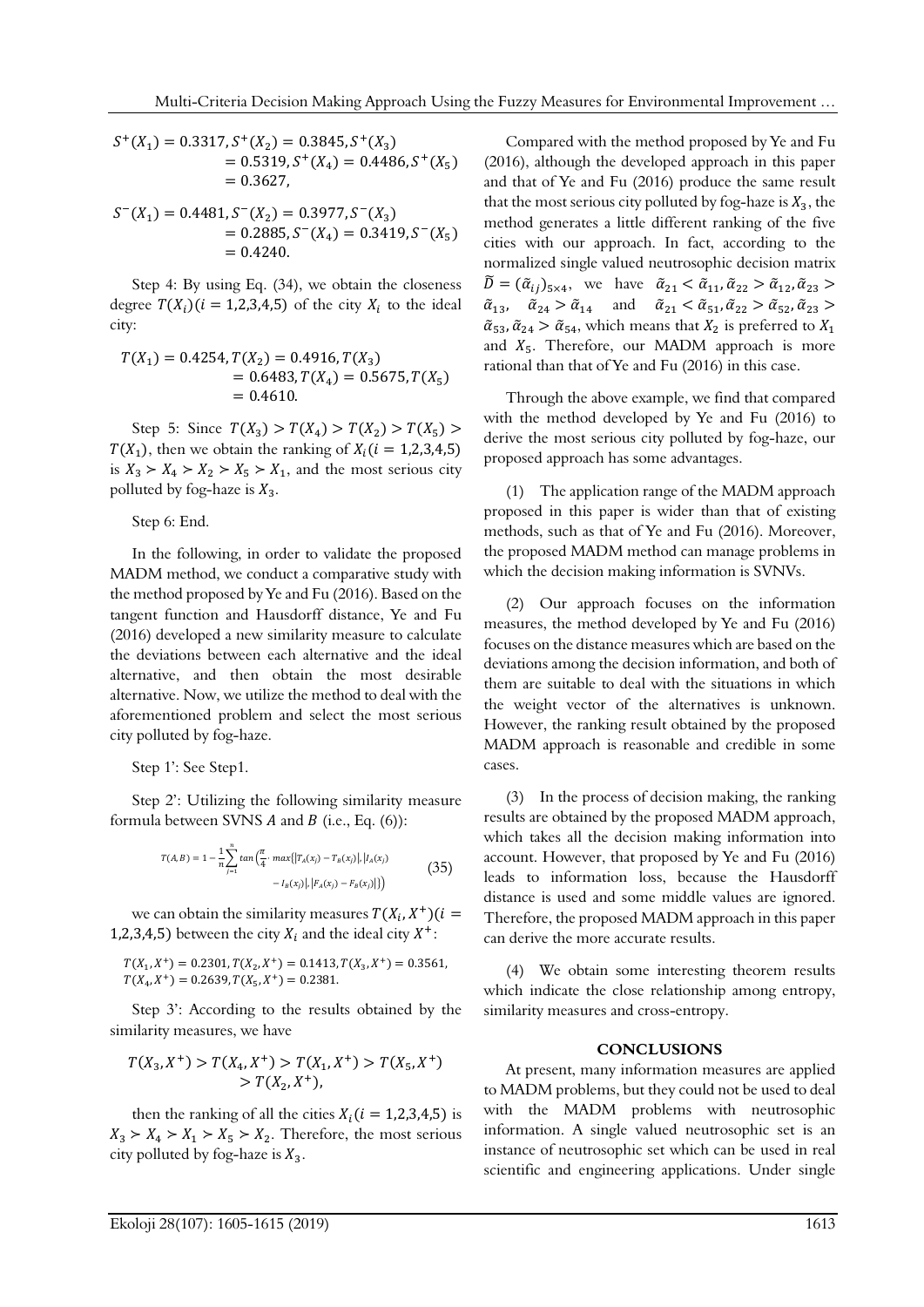$$S^+(X_1) = 0.3317, S^+(X_2) = 0.3845, S^+(X_3) = 0.5319, S^+(X_4) = 0.4486, S^+(X_5) = 0.3627,$$

$$S^-(X_1) = 0.4481, S^-(X_2) = 0.3977, S^-(X_3) = 0.2885, S^-(X_4) = 0.3419, S^-(X_5) = 0.4240.$$

Step 4: By using Eq. (34), we obtain the closeness degree $T(X_i)(i = 1,2,3,4,5)$ of the city $X_i$ to the ideal city:

$$T(X_1) = 0.4254, T(X_2) = 0.4916, T(X_3) = 0.6483, T(X_4) = 0.5675, T(X_5) = 0.4610.$$

Step 5: Since $T(X_3) > T(X_4) > T(X_2) > T(X_5) > T(X_1)$, then we obtain the ranking of $X_i(i = 1,2,3,4,5)$ is $X_3 \succ X_4 \succ X_2 \succ X_5 \succ X_1$, and the most serious city polluted by fog-haze is $X_3$.

Step 6: End.

In the following, in order to validate the proposed MADM method, we conduct a comparative study with the method proposed by Ye and Fu (2016). Based on the tangent function and Hausdorff distance, Ye and Fu (2016) developed a new similarity measure to calculate the deviations between each alternative and the ideal alternative, and then obtain the most desirable alternative. Now, we utilize the method to deal with the aforementioned problem and select the most serious city polluted by fog-haze.

Step 1': See Step1.

Step 2': Utilizing the following similarity measure formula between SVNS $A$ and $B$ (i.e., Eq. (6)):

$$T(A,B) = 1 - \frac{1}{n}\sum_{j=1}^{n} tan\left(\frac{\pi}{4} \cdot max\{|T_A(x_j) - T_B(x_j)|, |I_A(x_j) - I_B(x_j)|, |F_A(x_j) - F_B(x_j)|\}\right) \tag{35}$$

we can obtain the similarity measures $T(X_i, X^+)(i = 1,2,3,4,5)$ between the city $X_i$ and the ideal city $X^+$:

$$T(X_1, X^+) = 0.2301, T(X_2, X^+) = 0.1413, T(X_3, X^+) = 0.3561, T(X_4, X^+) = 0.2639, T(X_5, X^+) = 0.2381.$$

Step 3': According to the results obtained by the similarity measures, we have

$$T(X_3, X^+) > T(X_4, X^+) > T(X_1, X^+) > T(X_5, X^+) > T(X_2, X^+),$$

then the ranking of all the cities $X_i(i = 1,2,3,4,5)$ is $X_3 \succ X_4 \succ X_1 \succ X_5 \succ X_2$. Therefore, the most serious city polluted by fog-haze is $X_3$.

Compared with the method proposed by Ye and Fu (2016), although the developed approach in this paper and that of Ye and Fu (2016) produce the same result that the most serious city polluted by fog-haze is $X_3$, the method generates a little different ranking of the five cities with our approach. In fact, according to the normalized single valued neutrosophic decision matrix $\tilde{D} = (\tilde{\alpha}_{ij})_{5\times4}$, we have $\tilde{\alpha}_{21} < \tilde{\alpha}_{11}, \tilde{\alpha}_{22} > \tilde{\alpha}_{12}, \tilde{\alpha}_{23} > \tilde{\alpha}_{13}$, $\tilde{\alpha}_{24} > \tilde{\alpha}_{14}$ and $\tilde{\alpha}_{21} < \tilde{\alpha}_{51}, \tilde{\alpha}_{22} > \tilde{\alpha}_{52}, \tilde{\alpha}_{23} > \tilde{\alpha}_{53}, \tilde{\alpha}_{24} > \tilde{\alpha}_{54}$, which means that $X_2$ is preferred to $X_1$ and $X_5$. Therefore, our MADM approach is more rational than that of Ye and Fu (2016) in this case.

Through the above example, we find that compared with the method developed by Ye and Fu (2016) to derive the most serious city polluted by fog-haze, our proposed approach has some advantages.

(1) The application range of the MADM approach proposed in this paper is wider than that of existing methods, such as that of Ye and Fu (2016). Moreover, the proposed MADM method can manage problems in which the decision making information is SVNVs.

(2) Our approach focuses on the information measures, the method developed by Ye and Fu (2016) focuses on the distance measures which are based on the deviations among the decision information, and both of them are suitable to deal with the situations in which the weight vector of the alternatives is unknown. However, the ranking result obtained by the proposed MADM approach is reasonable and credible in some cases.

(3) In the process of decision making, the ranking results are obtained by the proposed MADM approach, which takes all the decision making information into account. However, that proposed by Ye and Fu (2016) leads to information loss, because the Hausdorff distance is used and some middle values are ignored. Therefore, the proposed MADM approach in this paper can derive the more accurate results.

(4) We obtain some interesting theorem results which indicate the close relationship among entropy, similarity measures and cross-entropy.

## CONCLUSIONS

At present, many information measures are applied to MADM problems, but they could not be used to deal with the MADM problems with neutrosophic information. A single valued neutrosophic set is an instance of neutrosophic set which can be used in real scientific and engineering applications. Under single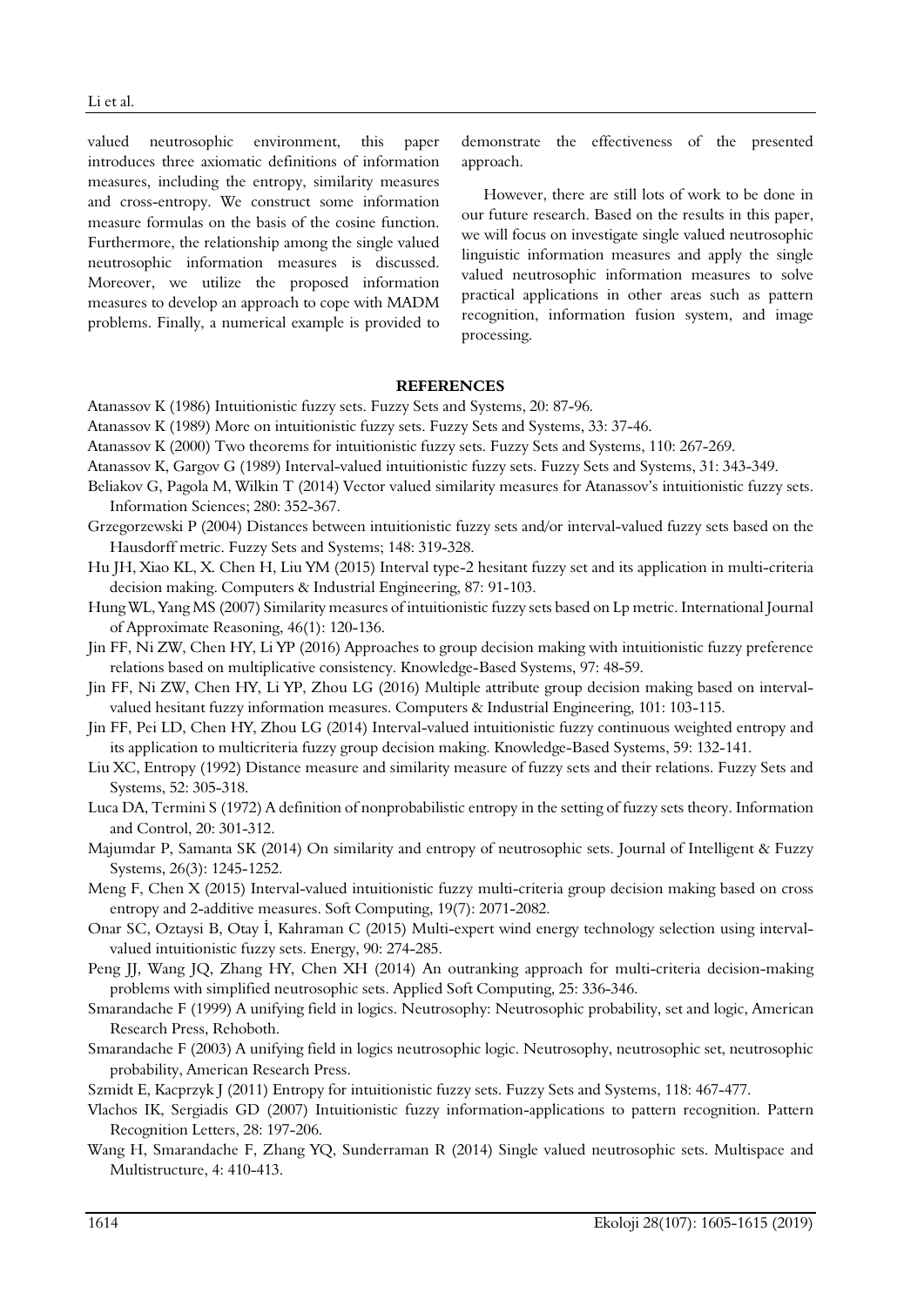valued neutrosophic environment, this paper introduces three axiomatic definitions of information measures, including the entropy, similarity measures and cross-entropy. We construct some information measure formulas on the basis of the cosine function. Furthermore, the relationship among the single valued neutrosophic information measures is discussed. Moreover, we utilize the proposed information measures to develop an approach to cope with MADM problems. Finally, a numerical example is provided to demonstrate the effectiveness of the presented approach.

However, there are still lots of work to be done in our future research. Based on the results in this paper, we will focus on investigate single valued neutrosophic linguistic information measures and apply the single valued neutrosophic information measures to solve practical applications in other areas such as pattern recognition, information fusion system, and image processing.

## REFERENCES

Atanassov K (1986) Intuitionistic fuzzy sets. Fuzzy Sets and Systems, 20: 87-96.

Atanassov K (1989) More on intuitionistic fuzzy sets. Fuzzy Sets and Systems, 33: 37-46.

Atanassov K (2000) Two theorems for intuitionistic fuzzy sets. Fuzzy Sets and Systems, 110: 267-269.

Atanassov K, Gargov G (1989) Interval-valued intuitionistic fuzzy sets. Fuzzy Sets and Systems, 31: 343-349.

Beliakov G, Pagola M, Wilkin T (2014) Vector valued similarity measures for Atanassov's intuitionistic fuzzy sets. Information Sciences; 280: 352-367.

Grzegorzewski P (2004) Distances between intuitionistic fuzzy sets and/or interval-valued fuzzy sets based on the Hausdorff metric. Fuzzy Sets and Systems; 148: 319-328.

Hu JH, Xiao KL, X. Chen H, Liu YM (2015) Interval type-2 hesitant fuzzy set and its application in multi-criteria decision making. Computers & Industrial Engineering, 87: 91-103.

Hung WL, Yang MS (2007) Similarity measures of intuitionistic fuzzy sets based on Lp metric. International Journal of Approximate Reasoning, 46(1): 120-136.

Jin FF, Ni ZW, Chen HY, Li YP (2016) Approaches to group decision making with intuitionistic fuzzy preference relations based on multiplicative consistency. Knowledge-Based Systems, 97: 48-59.

Jin FF, Ni ZW, Chen HY, Li YP, Zhou LG (2016) Multiple attribute group decision making based on interval-valued hesitant fuzzy information measures. Computers & Industrial Engineering, 101: 103-115.

Jin FF, Pei LD, Chen HY, Zhou LG (2014) Interval-valued intuitionistic fuzzy continuous weighted entropy and its application to multicriteria fuzzy group decision making. Knowledge-Based Systems, 59: 132-141.

Liu XC, Entropy (1992) Distance measure and similarity measure of fuzzy sets and their relations. Fuzzy Sets and Systems, 52: 305-318.

Luca DA, Termini S (1972) A definition of nonprobabilistic entropy in the setting of fuzzy sets theory. Information and Control, 20: 301-312.

Majumdar P, Samanta SK (2014) On similarity and entropy of neutrosophic sets. Journal of Intelligent & Fuzzy Systems, 26(3): 1245-1252.

Meng F, Chen X (2015) Interval-valued intuitionistic fuzzy multi-criteria group decision making based on cross entropy and 2-additive measures. Soft Computing, 19(7): 2071-2082.

Onar SC, Oztaysi B, Otay İ, Kahraman C (2015) Multi-expert wind energy technology selection using interval-valued intuitionistic fuzzy sets. Energy, 90: 274-285.

Peng JJ, Wang JQ, Zhang HY, Chen XH (2014) An outranking approach for multi-criteria decision-making problems with simplified neutrosophic sets. Applied Soft Computing, 25: 336-346.

Smarandache F (1999) A unifying field in logics. Neutrosophy: Neutrosophic probability, set and logic, American Research Press, Rehoboth.

Smarandache F (2003) A unifying field in logics neutrosophic logic. Neutrosophy, neutrosophic set, neutrosophic probability, American Research Press.

Szmidt E, Kacprzyk J (2011) Entropy for intuitionistic fuzzy sets. Fuzzy Sets and Systems, 118: 467-477.

Vlachos IK, Sergiadis GD (2007) Intuitionistic fuzzy information-applications to pattern recognition. Pattern Recognition Letters, 28: 197-206.

Wang H, Smarandache F, Zhang YQ, Sunderraman R (2014) Single valued neutrosophic sets. Multispace and Multistructure, 4: 410-413.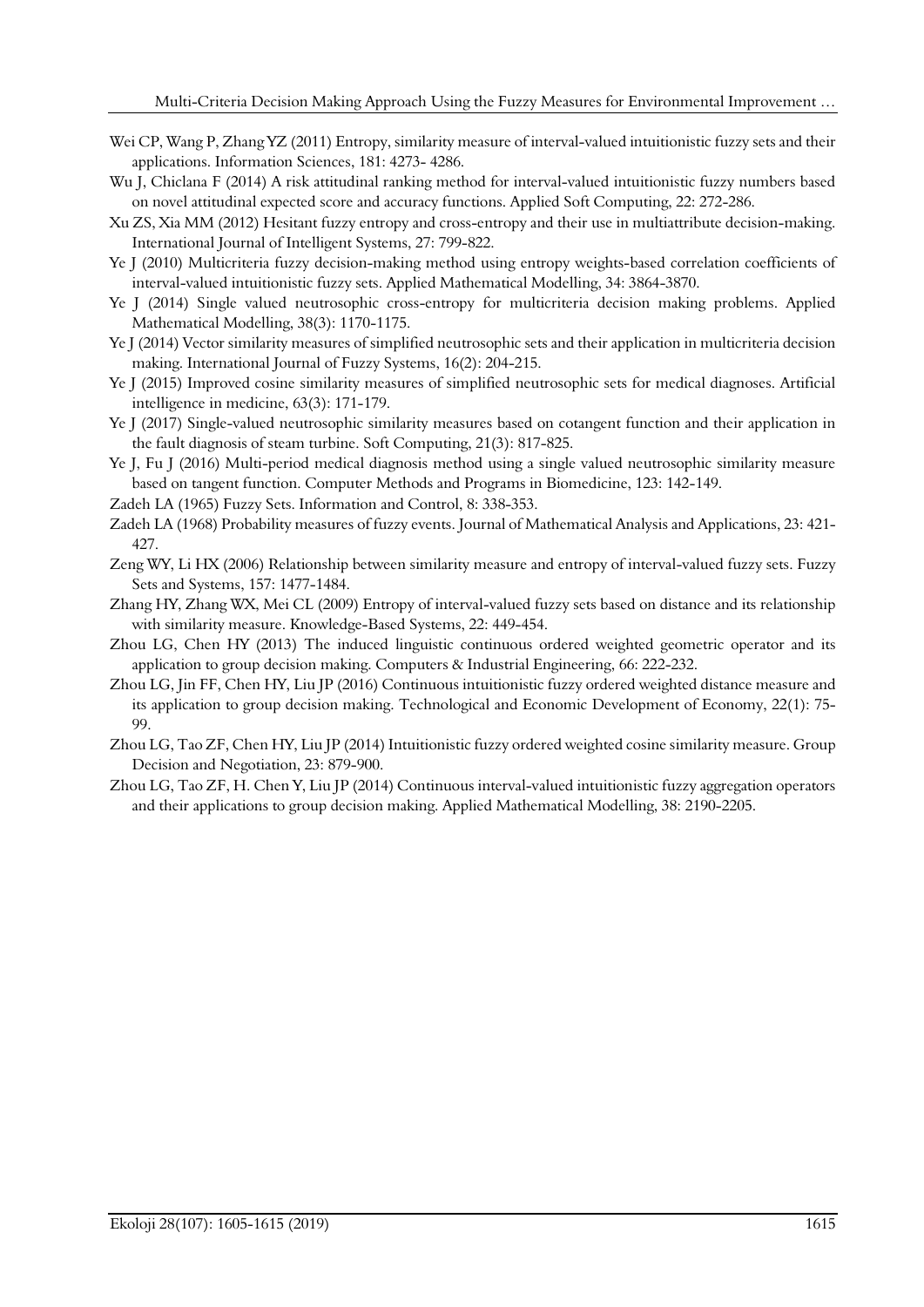Wei CP, Wang P, Zhang YZ (2011) Entropy, similarity measure of interval-valued intuitionistic fuzzy sets and their applications. Information Sciences, 181: 4273- 4286.

Wu J, Chiclana F (2014) A risk attitudinal ranking method for interval-valued intuitionistic fuzzy numbers based on novel attitudinal expected score and accuracy functions. Applied Soft Computing, 22: 272-286.

Xu ZS, Xia MM (2012) Hesitant fuzzy entropy and cross-entropy and their use in multiattribute decision-making. International Journal of Intelligent Systems, 27: 799-822.

Ye J (2010) Multicriteria fuzzy decision-making method using entropy weights-based correlation coefficients of interval-valued intuitionistic fuzzy sets. Applied Mathematical Modelling, 34: 3864-3870.

Ye J (2014) Single valued neutrosophic cross-entropy for multicriteria decision making problems. Applied Mathematical Modelling, 38(3): 1170-1175.

Ye J (2014) Vector similarity measures of simplified neutrosophic sets and their application in multicriteria decision making. International Journal of Fuzzy Systems, 16(2): 204-215.

Ye J (2015) Improved cosine similarity measures of simplified neutrosophic sets for medical diagnoses. Artificial intelligence in medicine, 63(3): 171-179.

Ye J (2017) Single-valued neutrosophic similarity measures based on cotangent function and their application in the fault diagnosis of steam turbine. Soft Computing, 21(3): 817-825.

Ye J, Fu J (2016) Multi-period medical diagnosis method using a single valued neutrosophic similarity measure based on tangent function. Computer Methods and Programs in Biomedicine, 123: 142-149.

Zadeh LA (1965) Fuzzy Sets. Information and Control, 8: 338-353.

Zadeh LA (1968) Probability measures of fuzzy events. Journal of Mathematical Analysis and Applications, 23: 421-427.

Zeng WY, Li HX (2006) Relationship between similarity measure and entropy of interval-valued fuzzy sets. Fuzzy Sets and Systems, 157: 1477-1484.

Zhang HY, Zhang WX, Mei CL (2009) Entropy of interval-valued fuzzy sets based on distance and its relationship with similarity measure. Knowledge-Based Systems, 22: 449-454.

Zhou LG, Chen HY (2013) The induced linguistic continuous ordered weighted geometric operator and its application to group decision making. Computers & Industrial Engineering, 66: 222-232.

Zhou LG, Jin FF, Chen HY, Liu JP (2016) Continuous intuitionistic fuzzy ordered weighted distance measure and its application to group decision making. Technological and Economic Development of Economy, 22(1): 75-99.

Zhou LG, Tao ZF, Chen HY, Liu JP (2014) Intuitionistic fuzzy ordered weighted cosine similarity measure. Group Decision and Negotiation, 23: 879-900.

Zhou LG, Tao ZF, H. Chen Y, Liu JP (2014) Continuous interval-valued intuitionistic fuzzy aggregation operators and their applications to group decision making. Applied Mathematical Modelling, 38: 2190-2205.